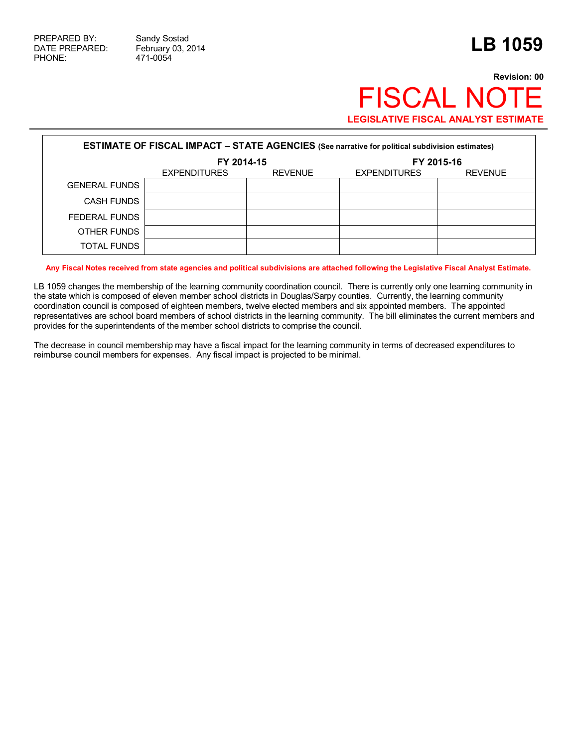PREPARED BY: Sandy Sostad
DATE PREPARED: February 03, 2014
PHONE: 471-0054

# LB 1059

**Revision: 00**

# FISCAL NOTE

**LEGISLATIVE FISCAL ANALYST ESTIMATE**

| **ESTIMATE OF FISCAL IMPACT – STATE AGENCIES** (See narrative for political subdivision estimates) | | | | |
|---|---|---|---|---|
| | **FY 2014-15** | | **FY 2015-16** | |
| | EXPENDITURES | REVENUE | EXPENDITURES | REVENUE |
| GENERAL FUNDS | | | | |
| CASH FUNDS | | | | |
| FEDERAL FUNDS | | | | |
| OTHER FUNDS | | | | |
| TOTAL FUNDS | | | | |

**Any Fiscal Notes received from state agencies and political subdivisions are attached following the Legislative Fiscal Analyst Estimate.**

LB 1059 changes the membership of the learning community coordination council. There is currently only one learning community in the state which is composed of eleven member school districts in Douglas/Sarpy counties. Currently, the learning community coordination council is composed of eighteen members, twelve elected members and six appointed members. The appointed representatives are school board members of school districts in the learning community. The bill eliminates the current members and provides for the superintendents of the member school districts to comprise the council.

The decrease in council membership may have a fiscal impact for the learning community in terms of decreased expenditures to reimburse council members for expenses. Any fiscal impact is projected to be minimal.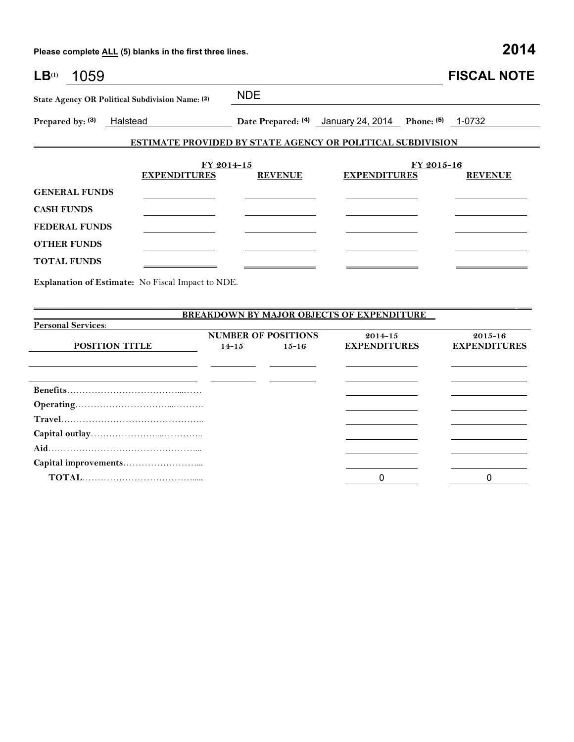Please complete ALL (5) blanks in the first three lines.

**2014**

# LB[1] 1059 FISCAL NOTE

**State Agency OR Political Subdivision Name: (2)** NDE

**Prepared by: (3)** Halstead **Date Prepared: (4)** January 24, 2014 **Phone: (5)** 1-0732

## ESTIMATE PROVIDED BY STATE AGENCY OR POLITICAL SUBDIVISION

| | FY 2014-15 | | FY 2015-16 | |
|---|---|---|---|---|
| | **EXPENDITURES** | **REVENUE** | **EXPENDITURES** | **REVENUE** |
| **GENERAL FUNDS** | | | | |
| **CASH FUNDS** | | | | |
| **FEDERAL FUNDS** | | | | |
| **OTHER FUNDS** | | | | |
| **TOTAL FUNDS** | | | | |

**Explanation of Estimate:** No Fiscal Impact to NDE.

## BREAKDOWN BY MAJOR OBJECTS OF EXPENDITURE

**Personal Services:**

| POSITION TITLE | NUMBER OF POSITIONS 14-15 | NUMBER OF POSITIONS 15-16 | 2014-15 EXPENDITURES | 2015-16 EXPENDITURES |
|---|---|---|---|---|
| | | | | |
| | | | | |
| **Benefits** | | | | |
| **Operating** | | | | |
| **Travel** | | | | |
| **Capital outlay** | | | | |
| **Aid** | | | | |
| **Capital improvements** | | | | |
| **TOTAL** | | | 0 | 0 |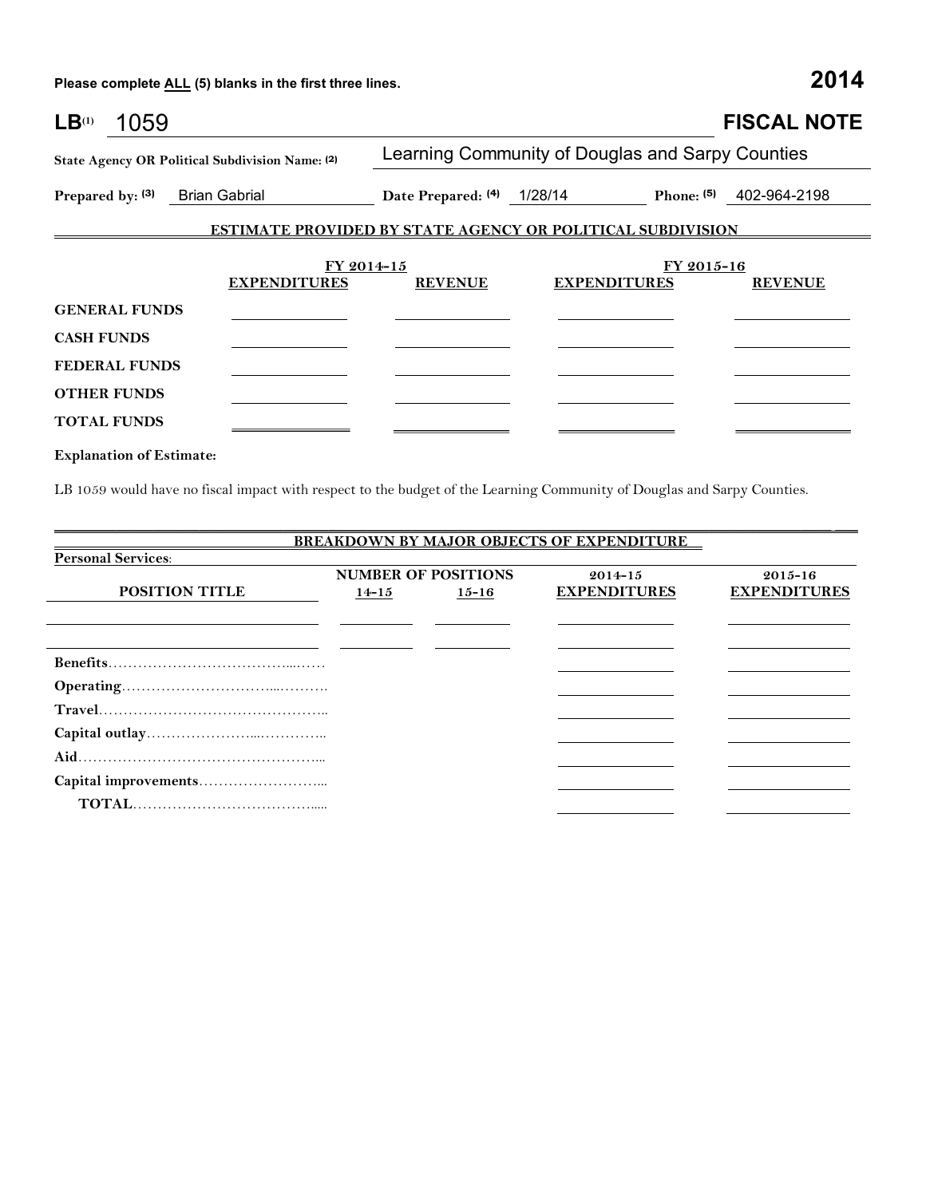**Please complete ALL (5) blanks in the first three lines.** **2014**

# LB(1) 1059 FISCAL NOTE

**State Agency OR Political Subdivision Name: (2)** Learning Community of Douglas and Sarpy Counties

**Prepared by: (3)** Brian Gabrial **Date Prepared: (4)** 1/28/14 **Phone: (5)** 402-964-2198

## ESTIMATE PROVIDED BY STATE AGENCY OR POLITICAL SUBDIVISION

| | FY 2014-15 | | FY 2015-16 | |
|---|---|---|---|---|
| | **EXPENDITURES** | **REVENUE** | **EXPENDITURES** | **REVENUE** |
| **GENERAL FUNDS** | | | | |
| **CASH FUNDS** | | | | |
| **FEDERAL FUNDS** | | | | |
| **OTHER FUNDS** | | | | |
| **TOTAL FUNDS** | | | | |

**Explanation of Estimate:**

LB 1059 would have no fiscal impact with respect to the budget of the Learning Community of Douglas and Sarpy Counties.

## BREAKDOWN BY MAJOR OBJECTS OF EXPENDITURE

**Personal Services**:

| POSITION TITLE | NUMBER OF POSITIONS 14-15 | NUMBER OF POSITIONS 15-16 | 2014-15 EXPENDITURES | 2015-16 EXPENDITURES |
|---|---|---|---|---|
| | | | | |
| | | | | |
| **Benefits** | | | | |
| **Operating** | | | | |
| **Travel** | | | | |
| **Capital outlay** | | | | |
| **Aid** | | | | |
| **Capital improvements** | | | | |
| **TOTAL** | | | | |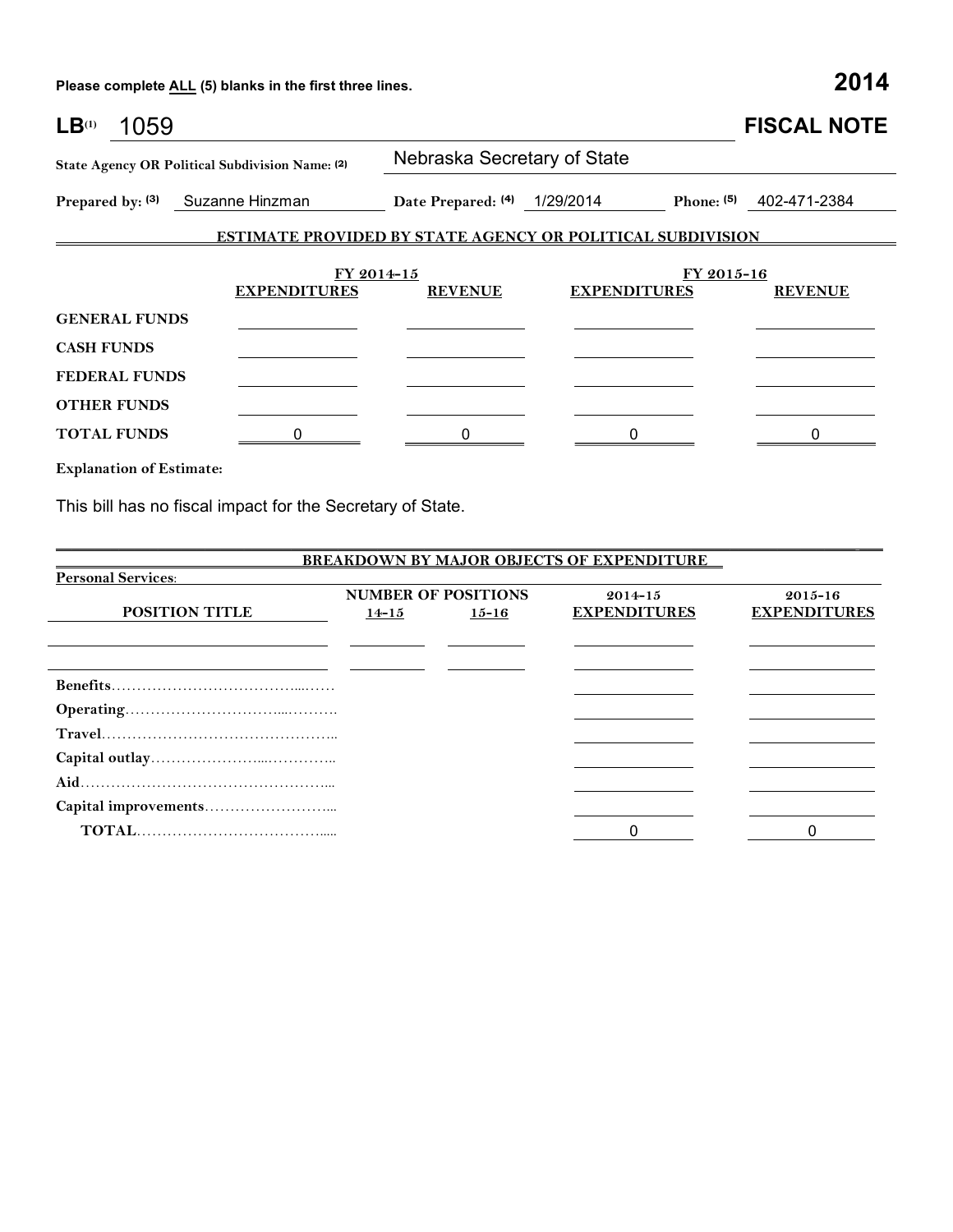Please complete ALL (5) blanks in the first three lines. **2014**

**LB**(1) 1059 **FISCAL NOTE**

**State Agency OR Political Subdivision Name:** (2) Nebraska Secretary of State

**Prepared by:** (3) Suzanne Hinzman **Date Prepared:** (4) 1/29/2014 **Phone:** (5) 402-471-2384

**ESTIMATE PROVIDED BY STATE AGENCY OR POLITICAL SUBDIVISION**

| | FY 2014-15 | | FY 2015-16 | |
|---|---|---|---|---|
| | **EXPENDITURES** | **REVENUE** | **EXPENDITURES** | **REVENUE** |
| **GENERAL FUNDS** | | | | |
| **CASH FUNDS** | | | | |
| **FEDERAL FUNDS** | | | | |
| **OTHER FUNDS** | | | | |
| **TOTAL FUNDS** | 0 | 0 | 0 | 0 |

**Explanation of Estimate:**

This bill has no fiscal impact for the Secretary of State.

**BREAKDOWN BY MAJOR OBJECTS OF EXPENDITURE**

**Personal Services:**

| POSITION TITLE | NUMBER OF POSITIONS 14-15 | NUMBER OF POSITIONS 15-16 | 2014-15 EXPENDITURES | 2015-16 EXPENDITURES |
|---|---|---|---|---|
| | | | | |
| | | | | |
| **Benefits** | | | | |
| **Operating** | | | | |
| **Travel** | | | | |
| **Capital outlay** | | | | |
| **Aid** | | | | |
| **Capital improvements** | | | | |
| **TOTAL** | | | 0 | 0 |